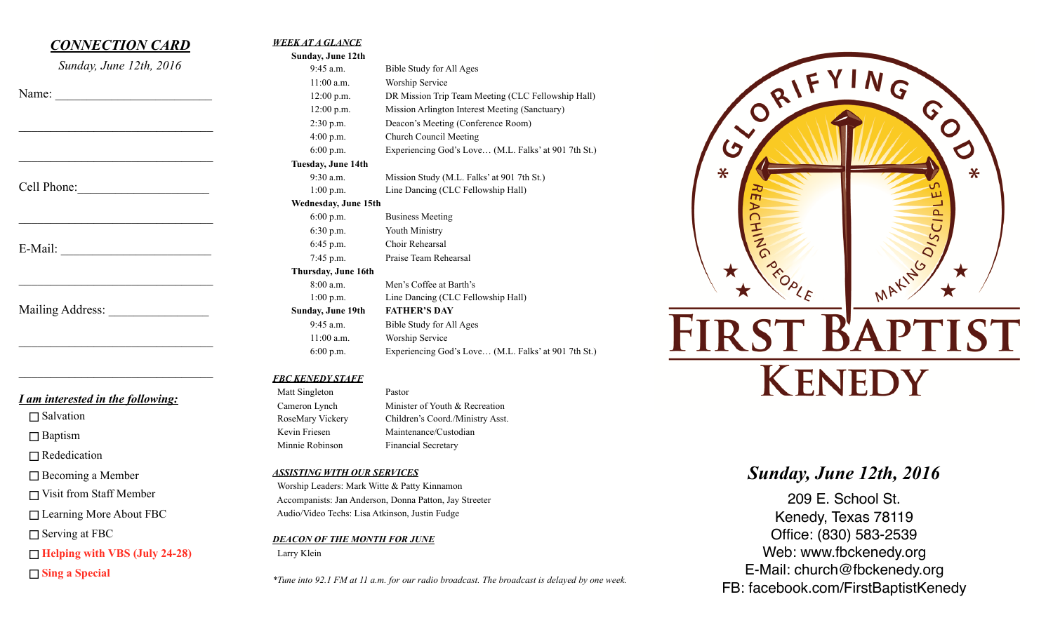## *CONNECTION CARD*

*Sunday, June 12th, 2016*

Name: ________________________

________________________________

________________________________

Cell Phone: ____________________

________________________________

E-Mail: ________________________

________________________________

Mailing Address: _______________

________________________________

________________________________

***I am interested in the following:***

- ☐ Salvation
- ☐ Baptism
- ☐ Rededication
- ☐ Becoming a Member
- ☐ Visit from Staff Member
- ☐ Learning More About FBC
- ☐ Serving at FBC
- ☐ **Helping with VBS (July 24-28)**
- ☐ **Sing a Special**

## ***WEEK AT A GLANCE***

| | |
|---|---|
| **Sunday, June 12th** | |
| 9:45 a.m. | Bible Study for All Ages |
| 11:00 a.m. | Worship Service |
| 12:00 p.m. | DR Mission Trip Team Meeting (CLC Fellowship Hall) |
| 12:00 p.m. | Mission Arlington Interest Meeting (Sanctuary) |
| 2:30 p.m. | Deacon's Meeting (Conference Room) |
| 4:00 p.m. | Church Council Meeting |
| 6:00 p.m. | Experiencing God's Love… (M.L. Falks' at 901 7th St.) |
| **Tuesday, June 14th** | |
| 9:30 a.m. | Mission Study (M.L. Falks' at 901 7th St.) |
| 1:00 p.m. | Line Dancing (CLC Fellowship Hall) |
| **Wednesday, June 15th** | |
| 6:00 p.m. | Business Meeting |
| 6:30 p.m. | Youth Ministry |
| 6:45 p.m. | Choir Rehearsal |
| 7:45 p.m. | Praise Team Rehearsal |
| **Thursday, June 16th** | |
| 8:00 a.m. | Men's Coffee at Barth's |
| 1:00 p.m. | Line Dancing (CLC Fellowship Hall) |
| **Sunday, June 19th** | **FATHER'S DAY** |
| 9:45 a.m. | Bible Study for All Ages |
| 11:00 a.m. | Worship Service |
| 6:00 p.m. | Experiencing God's Love… (M.L. Falks' at 901 7th St.) |

## ***FBC KENEDY STAFF***

| | |
|---|---|
| Matt Singleton | Pastor |
| Cameron Lynch | Minister of Youth & Recreation |
| RoseMary Vickery | Children's Coord./Ministry Asst. |
| Kevin Friesen | Maintenance/Custodian |
| Minnie Robinson | Financial Secretary |

## ***ASSISTING WITH OUR SERVICES***

Worship Leaders: Mark Witte & Patty Kinnamon
Accompanists: Jan Anderson, Donna Patton, Jay Streeter
Audio/Video Techs: Lisa Atkinson, Justin Fudge

## ***DEACON OF THE MONTH FOR JUNE***

Larry Klein

*\*Tune into 92.1 FM at 11 a.m. for our radio broadcast. The broadcast is delayed by one week.*

GLORIFYING GOD
REACHING PEOPLE * MAKING DISCIPLES

# FIRST BAPTIST KENEDY

## *Sunday, June 12th, 2016*

209 E. School St.
Kenedy, Texas 78119
Office: (830) 583-2539
Web: www.fbckenedy.org
E-Mail: church@fbckenedy.org
FB: facebook.com/FirstBaptistKenedy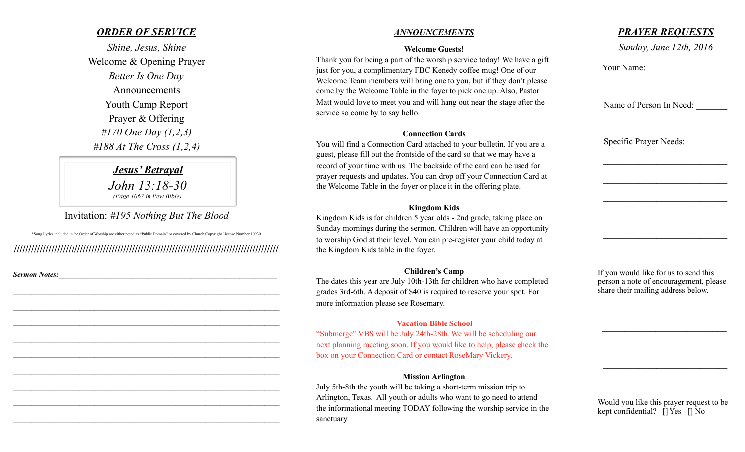## *ORDER OF SERVICE*

*Shine, Jesus, Shine*

Welcome & Opening Prayer

*Better Is One Day*

Announcements

Youth Camp Report

Prayer & Offering

*#170 One Day (1,2,3)*

*#188 At The Cross (1,2,4)*

***Jesus' Betrayal***

*John 13:18-30*

*(Page 1067 in Pew Bible)*

Invitation: *#195 Nothing But The Blood*

*Song Lyrics included in the Order of Worship are either noted as "Public Domain" or covered by Church Copyright License Number 10930

/////////////////////////////////////////////////////////////////////////////////////////

***Sermon Notes:***___________________________________________________________

_____________________________________________________________________

_____________________________________________________________________

_____________________________________________________________________

_____________________________________________________________________

_____________________________________________________________________

_____________________________________________________________________

_____________________________________________________________________

_____________________________________________________________________

_____________________________________________________________________

## *ANNOUNCEMENTS*

**Welcome Guests!**

Thank you for being a part of the worship service today! We have a gift just for you, a complimentary FBC Kenedy coffee mug! One of our Welcome Team members will bring one to you, but if they don't please come by the Welcome Table in the foyer to pick one up. Also, Pastor Matt would love to meet you and will hang out near the stage after the service so come by to say hello.

**Connection Cards**

You will find a Connection Card attached to your bulletin. If you are a guest, please fill out the frontside of the card so that we may have a record of your time with us. The backside of the card can be used for prayer requests and updates. You can drop off your Connection Card at the Welcome Table in the foyer or place it in the offering plate.

**Kingdom Kids**

Kingdom Kids is for children 5 year olds - 2nd grade, taking place on Sunday mornings during the sermon. Children will have an opportunity to worship God at their level. You can pre-register your child today at the Kingdom Kids table in the foyer.

**Children's Camp**

The dates this year are July 10th-13th for children who have completed grades 3rd-6th. A deposit of $40 is required to reserve your spot. For more information please see Rosemary.

**Vacation Bible School**

"Submerge" VBS will be July 24th-28th. We will be scheduling our next planning meeting soon. If you would like to help, please check the box on your Connection Card or contact RoseMary Vickery.

**Mission Arlington**

July 5th-8th the youth will be taking a short-term mission trip to Arlington, Texas. All youth or adults who want to go need to attend the informational meeting TODAY following the worship service in the sanctuary.

## *PRAYER REQUESTS*

*Sunday, June 12th, 2016*

Your Name: __________________

__________________________________

Name of Person In Need: _______

__________________________________

Specific Prayer Needs: _________

__________________________________

__________________________________

__________________________________

__________________________________

__________________________________

__________________________________

If you would like for us to send this person a note of encouragement, please share their mailing address below.

__________________________________

__________________________________

__________________________________

__________________________________

__________________________________

Would you like this prayer request to be kept confidential? [] Yes [] No